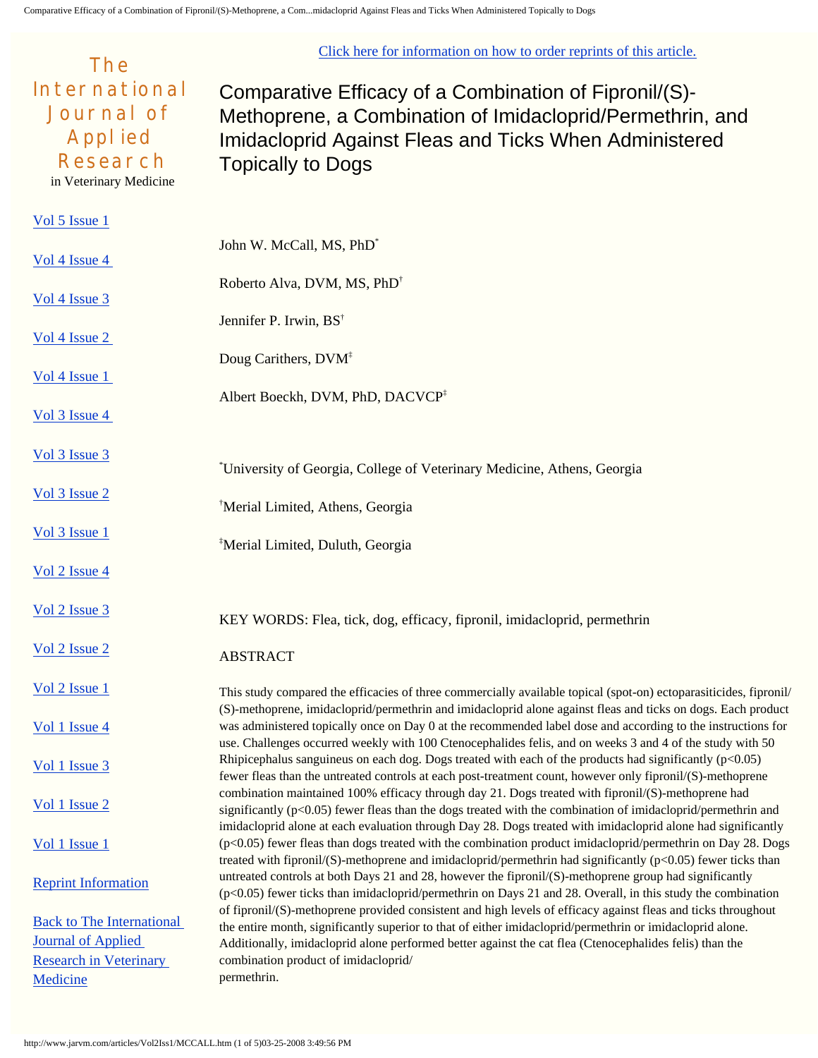Click here for information on how to order reprints of this article.

# Comparative Efficacy of a Combination of Fipronil/(S)-Methoprene, a Combination of Imidacloprid/Permethrin, and Imidacloprid Against Fleas and Ticks When Administered Topically to Dogs

John W. McCall, MS, PhD[*]

Roberto Alva, DVM, MS, PhD[†]

Jennifer P. Irwin, BS[†]

Doug Carithers, DVM[‡]

Albert Boeckh, DVM, PhD, DACVCP[‡]

[*]University of Georgia, College of Veterinary Medicine, Athens, Georgia

[†]Merial Limited, Athens, Georgia

[‡]Merial Limited, Duluth, Georgia

KEY WORDS: Flea, tick, dog, efficacy, fipronil, imidacloprid, permethrin

## ABSTRACT

This study compared the efficacies of three commercially available topical (spot-on) ectoparasiticides, fipronil/(S)-methoprene, imidacloprid/permethrin and imidacloprid alone against fleas and ticks on dogs. Each product was administered topically once on Day 0 at the recommended label dose and according to the instructions for use. Challenges occurred weekly with 100 Ctenocephalides felis, and on weeks 3 and 4 of the study with 50 Rhipicephalus sanguineus on each dog. Dogs treated with each of the products had significantly ($p<0.05$) fewer fleas than the untreated controls at each post-treatment count, however only fipronil/(S)-methoprene combination maintained 100% efficacy through day 21. Dogs treated with fipronil/(S)-methoprene had significantly ($p<0.05$) fewer fleas than the dogs treated with the combination of imidacloprid/permethrin and imidacloprid alone at each evaluation through Day 28. Dogs treated with imidacloprid alone had significantly ($p<0.05$) fewer fleas than dogs treated with the combination product imidacloprid/permethrin on Day 28. Dogs treated with fipronil/(S)-methoprene and imidacloprid/permethrin had significantly ($p<0.05$) fewer ticks than untreated controls at both Days 21 and 28, however the fipronil/(S)-methoprene group had significantly ($p<0.05$) fewer ticks than imidacloprid/permethrin on Days 21 and 28. Overall, in this study the combination of fipronil/(S)-methoprene provided consistent and high levels of efficacy against fleas and ticks throughout the entire month, significantly superior to that of either imidacloprid/permethrin or imidacloprid alone. Additionally, imidacloprid alone performed better against the cat flea (Ctenocephalides felis) than the combination product of imidacloprid/permethrin.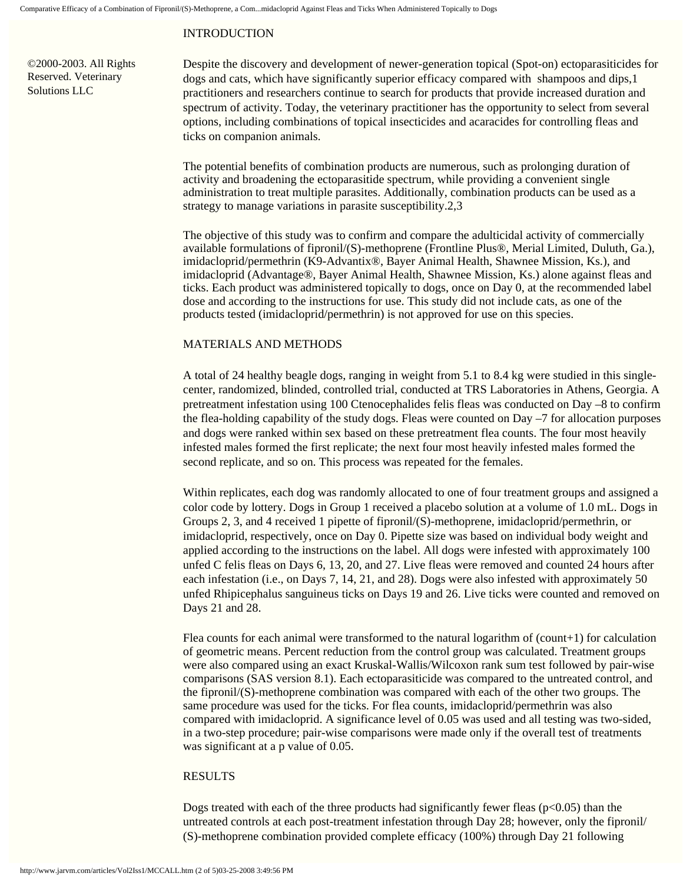## INTRODUCTION

©2000-2003. All Rights Reserved. Veterinary Solutions LLC

Despite the discovery and development of newer-generation topical (Spot-on) ectoparasiticides for dogs and cats, which have significantly superior efficacy compared with shampoos and dips,[1] practitioners and researchers continue to search for products that provide increased duration and spectrum of activity. Today, the veterinary practitioner has the opportunity to select from several options, including combinations of topical insecticides and acaracides for controlling fleas and ticks on companion animals.

The potential benefits of combination products are numerous, such as prolonging duration of activity and broadening the ectoparasitide spectrum, while providing a convenient single administration to treat multiple parasites. Additionally, combination products can be used as a strategy to manage variations in parasite susceptibility.[2,3]

The objective of this study was to confirm and compare the adulticidal activity of commercially available formulations of fipronil/(S)-methoprene (Frontline Plus®, Merial Limited, Duluth, Ga.), imidacloprid/permethrin (K9-Advantix®, Bayer Animal Health, Shawnee Mission, Ks.), and imidacloprid (Advantage®, Bayer Animal Health, Shawnee Mission, Ks.) alone against fleas and ticks. Each product was administered topically to dogs, once on Day 0, at the recommended label dose and according to the instructions for use. This study did not include cats, as one of the products tested (imidacloprid/permethrin) is not approved for use on this species.

## MATERIALS AND METHODS

A total of 24 healthy beagle dogs, ranging in weight from 5.1 to 8.4 kg were studied in this single-center, randomized, blinded, controlled trial, conducted at TRS Laboratories in Athens, Georgia. A pretreatment infestation using 100 Ctenocephalides felis fleas was conducted on Day –8 to confirm the flea-holding capability of the study dogs. Fleas were counted on Day –7 for allocation purposes and dogs were ranked within sex based on these pretreatment flea counts. The four most heavily infested males formed the first replicate; the next four most heavily infested males formed the second replicate, and so on. This process was repeated for the females.

Within replicates, each dog was randomly allocated to one of four treatment groups and assigned a color code by lottery. Dogs in Group 1 received a placebo solution at a volume of 1.0 mL. Dogs in Groups 2, 3, and 4 received 1 pipette of fipronil/(S)-methoprene, imidacloprid/permethrin, or imidacloprid, respectively, once on Day 0. Pipette size was based on individual body weight and applied according to the instructions on the label. All dogs were infested with approximately 100 unfed C felis fleas on Days 6, 13, 20, and 27. Live fleas were removed and counted 24 hours after each infestation (i.e., on Days 7, 14, 21, and 28). Dogs were also infested with approximately 50 unfed Rhipicephalus sanguineus ticks on Days 19 and 26. Live ticks were counted and removed on Days 21 and 28.

Flea counts for each animal were transformed to the natural logarithm of (count+1) for calculation of geometric means. Percent reduction from the control group was calculated. Treatment groups were also compared using an exact Kruskal-Wallis/Wilcoxon rank sum test followed by pair-wise comparisons (SAS version 8.1). Each ectoparasiticide was compared to the untreated control, and the fipronil/(S)-methoprene combination was compared with each of the other two groups. The same procedure was used for the ticks. For flea counts, imidacloprid/permethrin was also compared with imidacloprid. A significance level of 0.05 was used and all testing was two-sided, in a two-step procedure; pair-wise comparisons were made only if the overall test of treatments was significant at a p value of 0.05.

## RESULTS

Dogs treated with each of the three products had significantly fewer fleas ($p<0.05$) than the untreated controls at each post-treatment infestation through Day 28; however, only the fipronil/(S)-methoprene combination provided complete efficacy (100%) through Day 21 following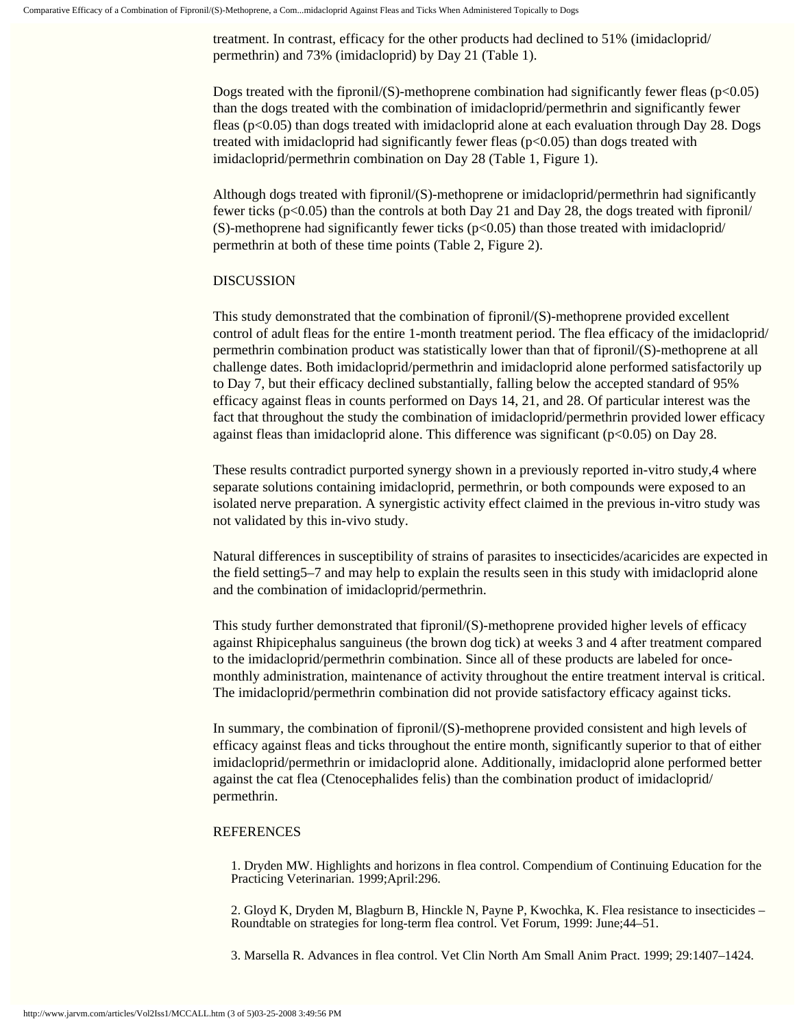treatment. In contrast, efficacy for the other products had declined to 51% (imidacloprid/permethrin) and 73% (imidacloprid) by Day 21 (Table 1).

Dogs treated with the fipronil/(S)-methoprene combination had significantly fewer fleas ($p<0.05$) than the dogs treated with the combination of imidacloprid/permethrin and significantly fewer fleas ($p<0.05$) than dogs treated with imidacloprid alone at each evaluation through Day 28. Dogs treated with imidacloprid had significantly fewer fleas ($p<0.05$) than dogs treated with imidacloprid/permethrin combination on Day 28 (Table 1, Figure 1).

Although dogs treated with fipronil/(S)-methoprene or imidacloprid/permethrin had significantly fewer ticks ($p<0.05$) than the controls at both Day 21 and Day 28, the dogs treated with fipronil/(S)-methoprene had significantly fewer ticks ($p<0.05$) than those treated with imidacloprid/permethrin at both of these time points (Table 2, Figure 2).

## DISCUSSION

This study demonstrated that the combination of fipronil/(S)-methoprene provided excellent control of adult fleas for the entire 1-month treatment period. The flea efficacy of the imidacloprid/permethrin combination product was statistically lower than that of fipronil/(S)-methoprene at all challenge dates. Both imidacloprid/permethrin and imidacloprid alone performed satisfactorily up to Day 7, but their efficacy declined substantially, falling below the accepted standard of 95% efficacy against fleas in counts performed on Days 14, 21, and 28. Of particular interest was the fact that throughout the study the combination of imidacloprid/permethrin provided lower efficacy against fleas than imidacloprid alone. This difference was significant ($p<0.05$) on Day 28.

These results contradict purported synergy shown in a previously reported in-vitro study,[4] where separate solutions containing imidacloprid, permethrin, or both compounds were exposed to an isolated nerve preparation. A synergistic activity effect claimed in the previous in-vitro study was not validated by this in-vivo study.

Natural differences in susceptibility of strains of parasites to insecticides/acaricides are expected in the field setting[5–7] and may help to explain the results seen in this study with imidacloprid alone and the combination of imidacloprid/permethrin.

This study further demonstrated that fipronil/(S)-methoprene provided higher levels of efficacy against Rhipicephalus sanguineus (the brown dog tick) at weeks 3 and 4 after treatment compared to the imidacloprid/permethrin combination. Since all of these products are labeled for once-monthly administration, maintenance of activity throughout the entire treatment interval is critical. The imidacloprid/permethrin combination did not provide satisfactory efficacy against ticks.

In summary, the combination of fipronil/(S)-methoprene provided consistent and high levels of efficacy against fleas and ticks throughout the entire month, significantly superior to that of either imidacloprid/permethrin or imidacloprid alone. Additionally, imidacloprid alone performed better against the cat flea (Ctenocephalides felis) than the combination product of imidacloprid/permethrin.

## REFERENCES

1. Dryden MW. Highlights and horizons in flea control. Compendium of Continuing Education for the Practicing Veterinarian. 1999;April:296.

2. Gloyd K, Dryden M, Blagburn B, Hinckle N, Payne P, Kwochka, K. Flea resistance to insecticides – Roundtable on strategies for long-term flea control. Vet Forum, 1999: June;44–51.

3. Marsella R. Advances in flea control. Vet Clin North Am Small Anim Pract. 1999; 29:1407–1424.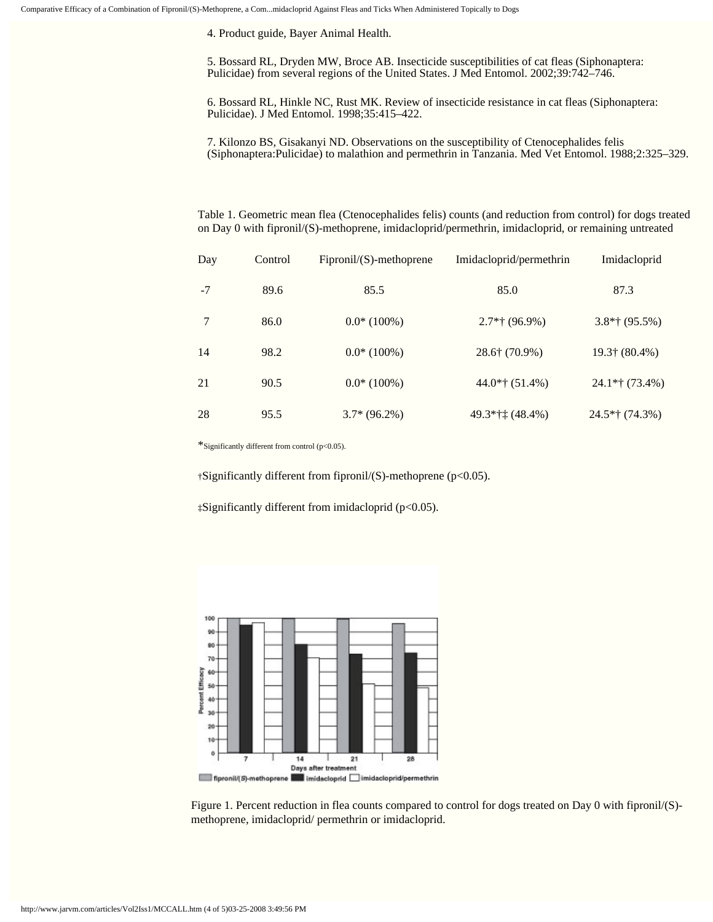4. Product guide, Bayer Animal Health.

5. Bossard RL, Dryden MW, Broce AB. Insecticide susceptibilities of cat fleas (Siphonaptera: Pulicidae) from several regions of the United States. J Med Entomol. 2002;39:742–746.

6. Bossard RL, Hinkle NC, Rust MK. Review of insecticide resistance in cat fleas (Siphonaptera: Pulicidae). J Med Entomol. 1998;35:415–422.

7. Kilonzo BS, Gisakanyi ND. Observations on the susceptibility of Ctenocephalides felis (Siphonaptera:Pulicidae) to malathion and permethrin in Tanzania. Med Vet Entomol. 1988;2:325–329.

Table 1. Geometric mean flea (Ctenocephalides felis) counts (and reduction from control) for dogs treated on Day 0 with fipronil/(S)-methoprene, imidacloprid/permethrin, imidacloprid, or remaining untreated

| Day | Control | Fipronil/(S)-methoprene | Imidacloprid/permethrin | Imidacloprid |
|---|---|---|---|---|
| -7 | 89.6 | 85.5 | 85.0 | 87.3 |
| 7 | 86.0 | 0.0* (100%) | 2.7*† (96.9%) | 3.8*† (95.5%) |
| 14 | 98.2 | 0.0* (100%) | 28.6† (70.9%) | 19.3† (80.4%) |
| 21 | 90.5 | 0.0* (100%) | 44.0*† (51.4%) | 24.1*† (73.4%) |
| 28 | 95.5 | 3.7* (96.2%) | 49.3*†‡ (48.4%) | 24.5*† (74.3%) |

*Significantly different from control ($p<0.05$).

†Significantly different from fipronil/(S)-methoprene ($p<0.05$).

‡Significantly different from imidacloprid ($p<0.05$).

Figure 1. Percent reduction in flea counts compared to control for dogs treated on Day 0 with fipronil/(S)-methoprene, imidacloprid/ permethrin or imidacloprid.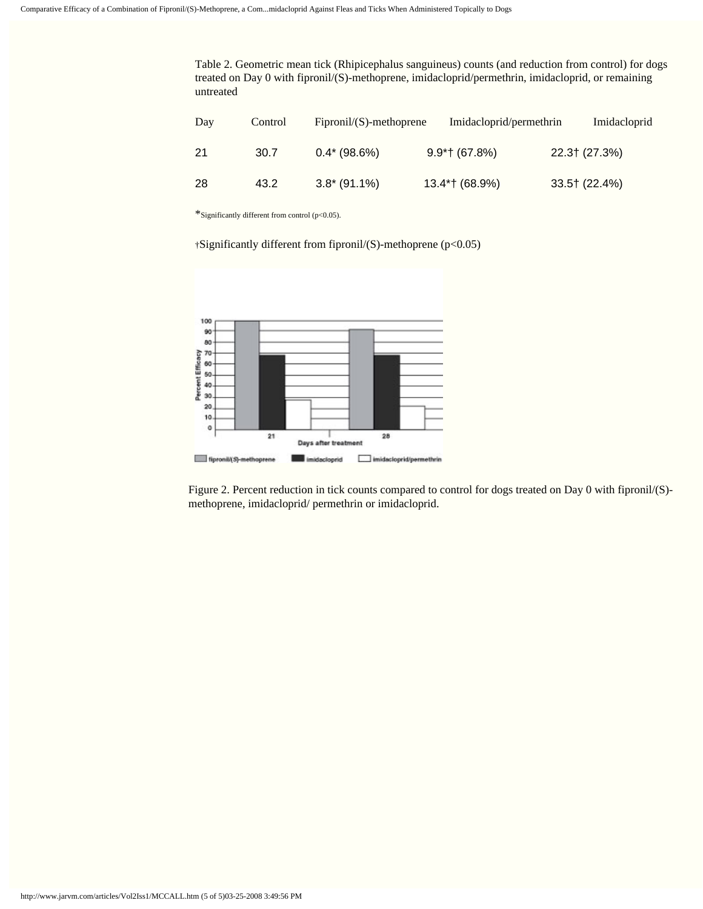Table 2. Geometric mean tick (Rhipicephalus sanguineus) counts (and reduction from control) for dogs treated on Day 0 with fipronil/(S)-methoprene, imidacloprid/permethrin, imidacloprid, or remaining untreated

| Day | Control | Fipronil/(S)-methoprene | Imidacloprid/permethrin | Imidacloprid |
|---|---|---|---|---|
| 21 | 30.7 | 0.4* (98.6%) | 9.9*† (67.8%) | 22.3† (27.3%) |
| 28 | 43.2 | 3.8* (91.1%) | 13.4*† (68.9%) | 33.5† (22.4%) |

*Significantly different from control ($p<0.05$).

†Significantly different from fipronil/(S)-methoprene ($p<0.05$)

100
90
80
70
60
50
40
30
20
10
0

Percent Efficacy

21
28

Days after treatment

fipronil/(S)-methoprene
imidacloprid
imidacloprid/permethrin

Figure 2. Percent reduction in tick counts compared to control for dogs treated on Day 0 with fipronil/(S)-methoprene, imidacloprid/ permethrin or imidacloprid.